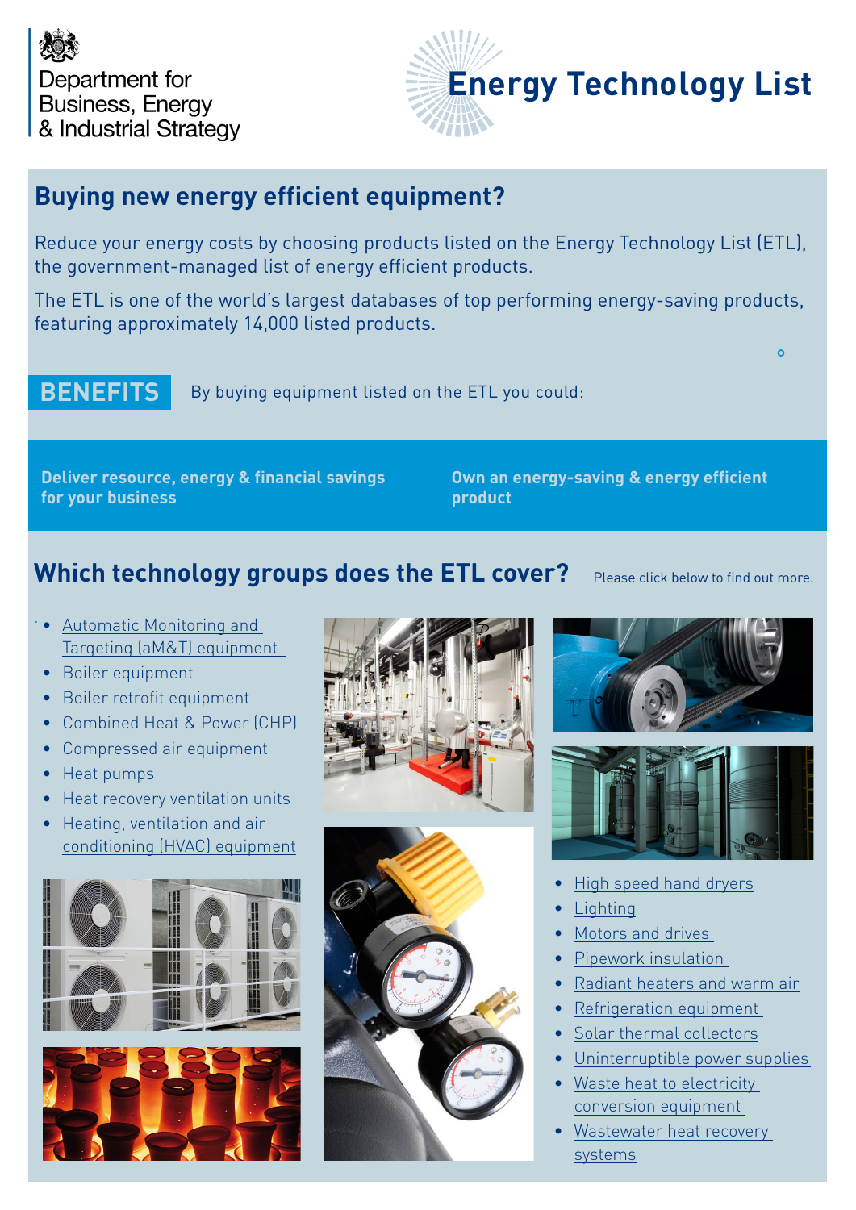Department for Business, Energy & Industrial Strategy

# Energy Technology List

## Buying new energy efficient equipment?

Reduce your energy costs by choosing products listed on the Energy Technology List (ETL), the government-managed list of energy efficient products.

The ETL is one of the world's largest databases of top performing energy-saving products, featuring approximately 14,000 listed products.

## BENEFITS

By buying equipment listed on the ETL you could:

- **Deliver resource, energy & financial savings for your business**
- **Own an energy-saving & energy efficient product**

## Which technology groups does the ETL cover?

Please click below to find out more.

- Automatic Monitoring and Targeting (aM&T) equipment
- Boiler equipment
- Boiler retrofit equipment
- Combined Heat & Power (CHP)
- Compressed air equipment
- Heat pumps
- Heat recovery ventilation units
- Heating, ventilation and air conditioning (HVAC) equipment
- High speed hand dryers
- Lighting
- Motors and drives
- Pipework insulation
- Radiant heaters and warm air
- Refrigeration equipment
- Solar thermal collectors
- Uninterruptible power supplies
- Waste heat to electricity conversion equipment
- Wastewater heat recovery systems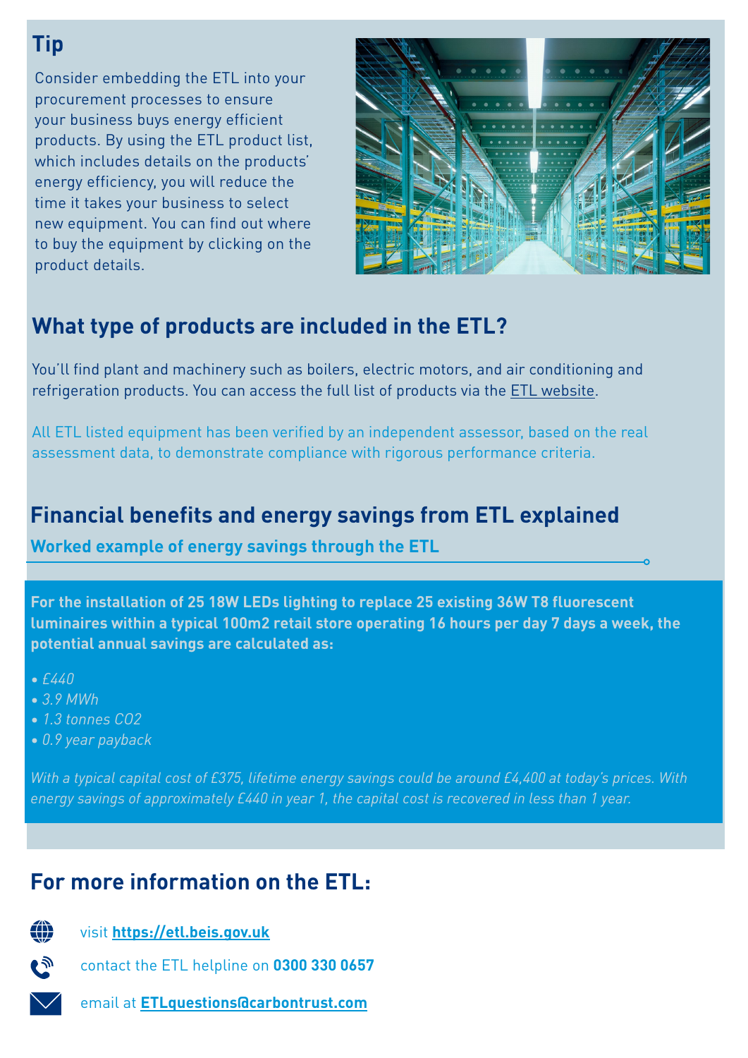## Tip

Consider embedding the ETL into your procurement processes to ensure your business buys energy efficient products. By using the ETL product list, which includes details on the products' energy efficiency, you will reduce the time it takes your business to select new equipment. You can find out where to buy the equipment by clicking on the product details.

## What type of products are included in the ETL?

You'll find plant and machinery such as boilers, electric motors, and air conditioning and refrigeration products. You can access the full list of products via the [ETL website](https://etl.beis.gov.uk).

All ETL listed equipment has been verified by an independent assessor, based on the real assessment data, to demonstrate compliance with rigorous performance criteria.

## Financial benefits and energy savings from ETL explained

### Worked example of energy savings through the ETL

**For the installation of 25 18W LEDs lighting to replace 25 existing 36W T8 fluorescent luminaires within a typical 100m2 retail store operating 16 hours per day 7 days a week, the potential annual savings are calculated as:**

- *£440*
- *3.9 MWh*
- *1.3 tonnes $CO_2$*
- *0.9 year payback*

*With a typical capital cost of £375, lifetime energy savings could be around £4,400 at today's prices. With energy savings of approximately £440 in year 1, the capital cost is recovered in less than 1 year.*

## For more information on the ETL:

visit **https://etl.beis.gov.uk**

contact the ETL helpline on **0300 330 0657**

email at **ETLquestions@carbontrust.com**